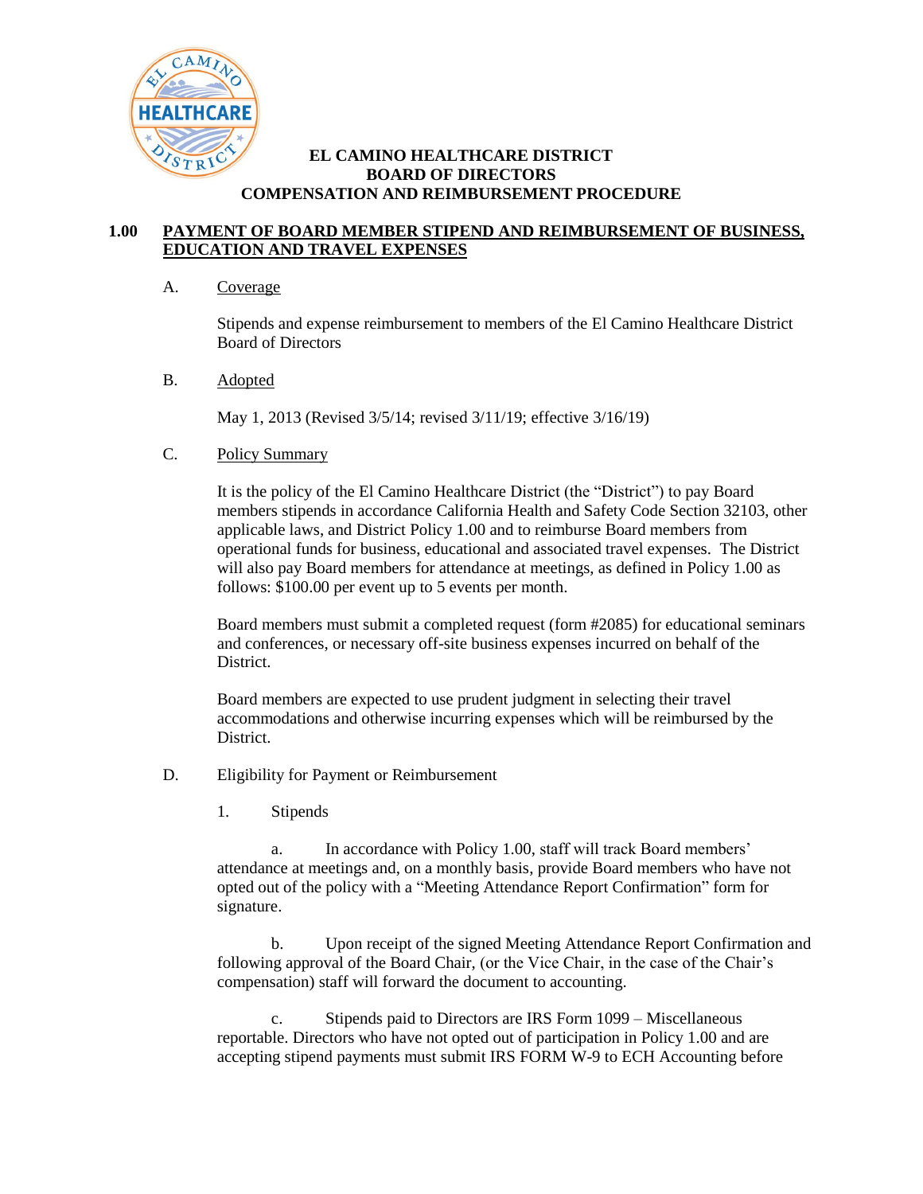# EL CAMINO HEALTHCARE DISTRICT
# BOARD OF DIRECTORS
# COMPENSATION AND REIMBURSEMENT PROCEDURE

## 1.00 PAYMENT OF BOARD MEMBER STIPEND AND REIMBURSEMENT OF BUSINESS, EDUCATION AND TRAVEL EXPENSES

### A. Coverage

Stipends and expense reimbursement to members of the El Camino Healthcare District Board of Directors

### B. Adopted

May 1, 2013 (Revised 3/5/14; revised 3/11/19; effective 3/16/19)

### C. Policy Summary

It is the policy of the El Camino Healthcare District (the "District") to pay Board members stipends in accordance California Health and Safety Code Section 32103, other applicable laws, and District Policy 1.00 and to reimburse Board members from operational funds for business, educational and associated travel expenses. The District will also pay Board members for attendance at meetings, as defined in Policy 1.00 as follows: $100.00 per event up to 5 events per month.

Board members must submit a completed request (form #2085) for educational seminars and conferences, or necessary off-site business expenses incurred on behalf of the District.

Board members are expected to use prudent judgment in selecting their travel accommodations and otherwise incurring expenses which will be reimbursed by the District.

### D. Eligibility for Payment or Reimbursement

1. Stipends

a. In accordance with Policy 1.00, staff will track Board members' attendance at meetings and, on a monthly basis, provide Board members who have not opted out of the policy with a "Meeting Attendance Report Confirmation" form for signature.

b. Upon receipt of the signed Meeting Attendance Report Confirmation and following approval of the Board Chair, (or the Vice Chair, in the case of the Chair's compensation) staff will forward the document to accounting.

c. Stipends paid to Directors are IRS Form 1099 – Miscellaneous reportable. Directors who have not opted out of participation in Policy 1.00 and are accepting stipend payments must submit IRS FORM W-9 to ECH Accounting before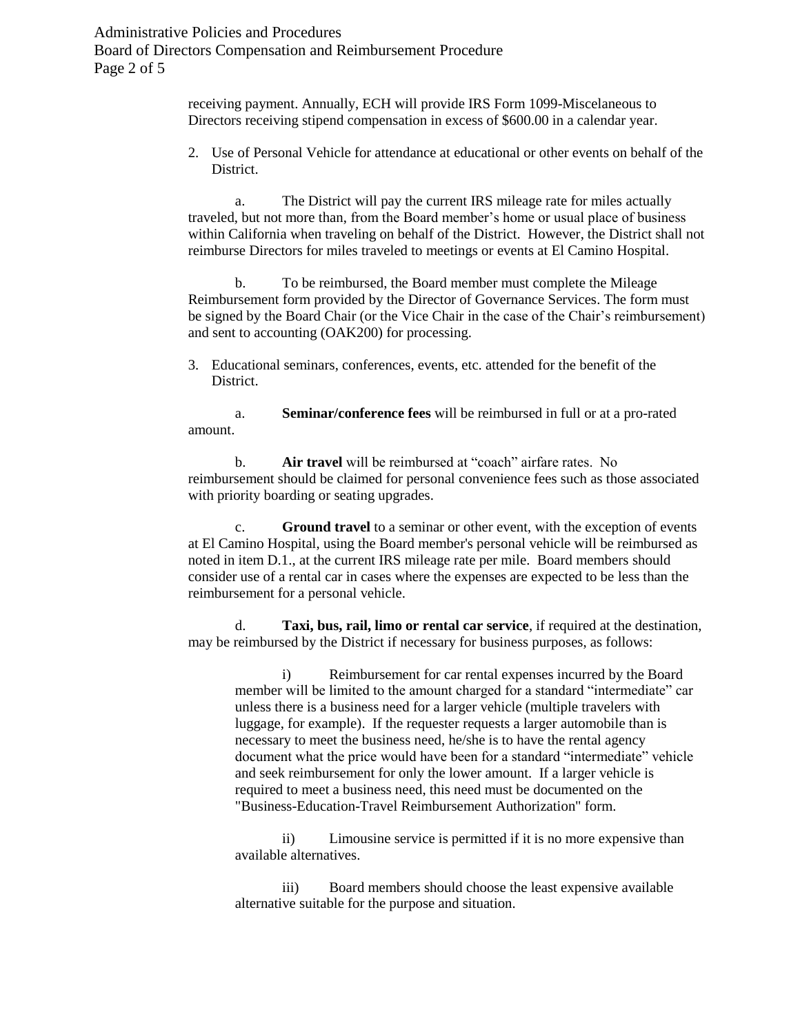receiving payment. Annually, ECH will provide IRS Form 1099-Miscelaneous to Directors receiving stipend compensation in excess of $600.00 in a calendar year.

2. Use of Personal Vehicle for attendance at educational or other events on behalf of the District.

   a. The District will pay the current IRS mileage rate for miles actually traveled, but not more than, from the Board member's home or usual place of business within California when traveling on behalf of the District. However, the District shall not reimburse Directors for miles traveled to meetings or events at El Camino Hospital.

   b. To be reimbursed, the Board member must complete the Mileage Reimbursement form provided by the Director of Governance Services. The form must be signed by the Board Chair (or the Vice Chair in the case of the Chair's reimbursement) and sent to accounting (OAK200) for processing.

3. Educational seminars, conferences, events, etc. attended for the benefit of the District.

   a. **Seminar/conference fees** will be reimbursed in full or at a pro-rated amount.

   b. **Air travel** will be reimbursed at "coach" airfare rates. No reimbursement should be claimed for personal convenience fees such as those associated with priority boarding or seating upgrades.

   c. **Ground travel** to a seminar or other event, with the exception of events at El Camino Hospital, using the Board member's personal vehicle will be reimbursed as noted in item D.1., at the current IRS mileage rate per mile. Board members should consider use of a rental car in cases where the expenses are expected to be less than the reimbursement for a personal vehicle.

   d. **Taxi, bus, rail, limo or rental car service**, if required at the destination, may be reimbursed by the District if necessary for business purposes, as follows:

      i) Reimbursement for car rental expenses incurred by the Board member will be limited to the amount charged for a standard "intermediate" car unless there is a business need for a larger vehicle (multiple travelers with luggage, for example). If the requester requests a larger automobile than is necessary to meet the business need, he/she is to have the rental agency document what the price would have been for a standard "intermediate" vehicle and seek reimbursement for only the lower amount. If a larger vehicle is required to meet a business need, this need must be documented on the "Business-Education-Travel Reimbursement Authorization" form.

      ii) Limousine service is permitted if it is no more expensive than available alternatives.

      iii) Board members should choose the least expensive available alternative suitable for the purpose and situation.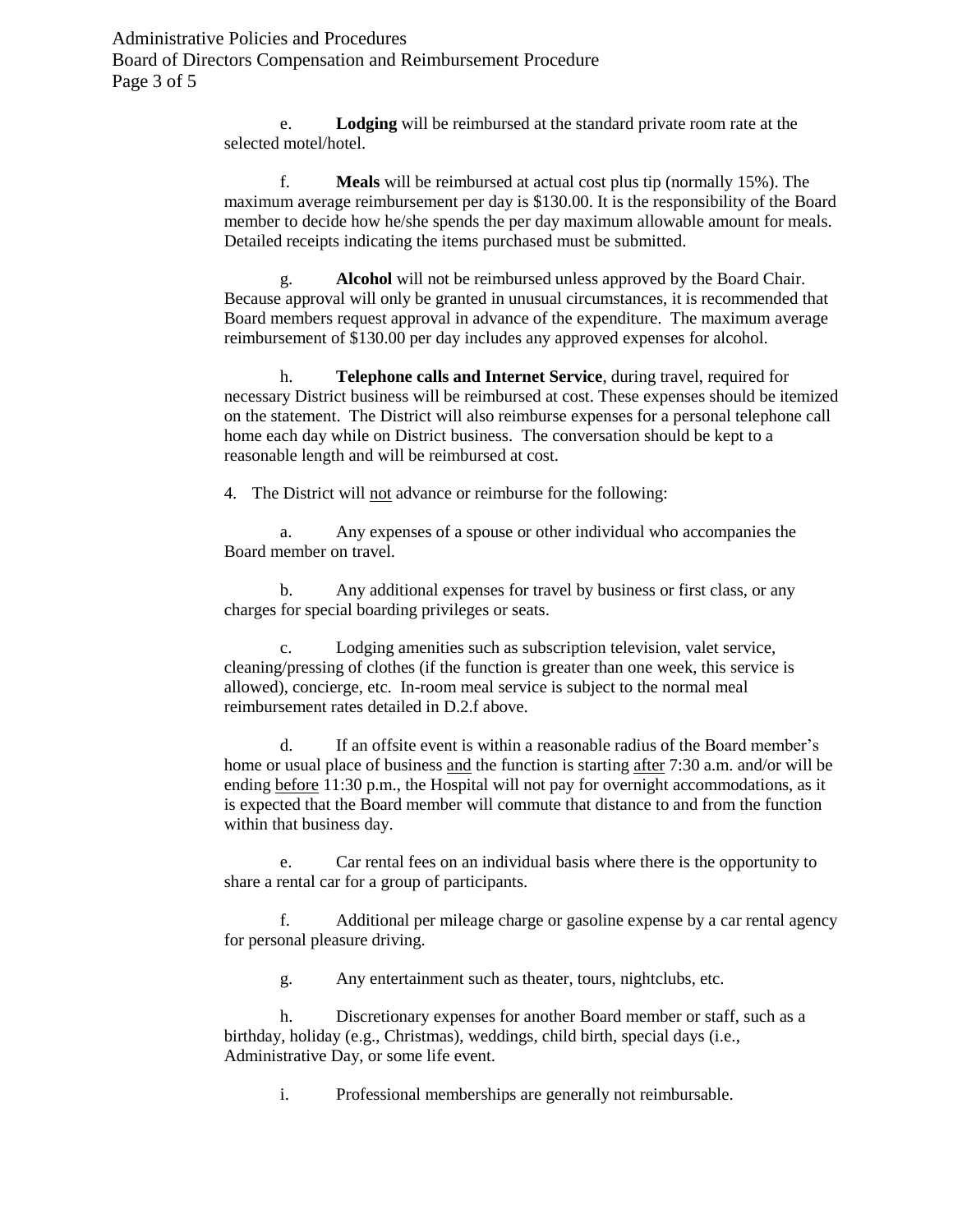e. **Lodging** will be reimbursed at the standard private room rate at the selected motel/hotel.

f. **Meals** will be reimbursed at actual cost plus tip (normally 15%). The maximum average reimbursement per day is $130.00. It is the responsibility of the Board member to decide how he/she spends the per day maximum allowable amount for meals. Detailed receipts indicating the items purchased must be submitted.

g. **Alcohol** will not be reimbursed unless approved by the Board Chair. Because approval will only be granted in unusual circumstances, it is recommended that Board members request approval in advance of the expenditure. The maximum average reimbursement of $130.00 per day includes any approved expenses for alcohol.

h. **Telephone calls and Internet Service**, during travel, required for necessary District business will be reimbursed at cost. These expenses should be itemized on the statement. The District will also reimburse expenses for a personal telephone call home each day while on District business. The conversation should be kept to a reasonable length and will be reimbursed at cost.

4. The District will <u>not</u> advance or reimburse for the following:

a. Any expenses of a spouse or other individual who accompanies the Board member on travel.

b. Any additional expenses for travel by business or first class, or any charges for special boarding privileges or seats.

c. Lodging amenities such as subscription television, valet service, cleaning/pressing of clothes (if the function is greater than one week, this service is allowed), concierge, etc. In-room meal service is subject to the normal meal reimbursement rates detailed in D.2.f above.

d. If an offsite event is within a reasonable radius of the Board member's home or usual place of business <u>and</u> the function is starting <u>after</u> 7:30 a.m. and/or will be ending <u>before</u> 11:30 p.m., the Hospital will not pay for overnight accommodations, as it is expected that the Board member will commute that distance to and from the function within that business day.

e. Car rental fees on an individual basis where there is the opportunity to share a rental car for a group of participants.

f. Additional per mileage charge or gasoline expense by a car rental agency for personal pleasure driving.

g. Any entertainment such as theater, tours, nightclubs, etc.

h. Discretionary expenses for another Board member or staff, such as a birthday, holiday (e.g., Christmas), weddings, child birth, special days (i.e., Administrative Day, or some life event.

i. Professional memberships are generally not reimbursable.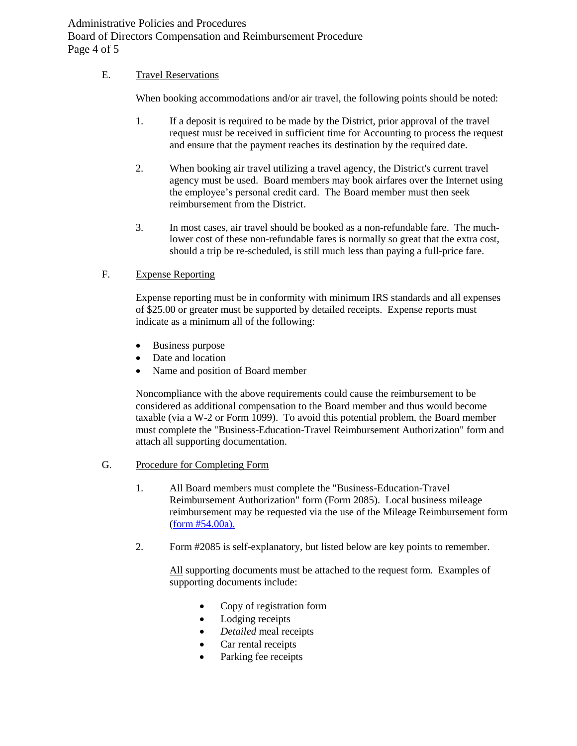E. Travel Reservations

When booking accommodations and/or air travel, the following points should be noted:

1. If a deposit is required to be made by the District, prior approval of the travel request must be received in sufficient time for Accounting to process the request and ensure that the payment reaches its destination by the required date.

2. When booking air travel utilizing a travel agency, the District's current travel agency must be used. Board members may book airfares over the Internet using the employee's personal credit card. The Board member must then seek reimbursement from the District.

3. In most cases, air travel should be booked as a non-refundable fare. The much-lower cost of these non-refundable fares is normally so great that the extra cost, should a trip be re-scheduled, is still much less than paying a full-price fare.

F. Expense Reporting

Expense reporting must be in conformity with minimum IRS standards and all expenses of $25.00 or greater must be supported by detailed receipts. Expense reports must indicate as a minimum all of the following:

- Business purpose
- Date and location
- Name and position of Board member

Noncompliance with the above requirements could cause the reimbursement to be considered as additional compensation to the Board member and thus would become taxable (via a W-2 or Form 1099). To avoid this potential problem, the Board member must complete the "Business-Education-Travel Reimbursement Authorization" form and attach all supporting documentation.

G. Procedure for Completing Form

1. All Board members must complete the "Business-Education-Travel Reimbursement Authorization" form (Form 2085). Local business mileage reimbursement may be requested via the use of the Mileage Reimbursement form (form #54.00a).

2. Form #2085 is self-explanatory, but listed below are key points to remember.

   All supporting documents must be attached to the request form. Examples of supporting documents include:

   - Copy of registration form
   - Lodging receipts
   - *Detailed* meal receipts
   - Car rental receipts
   - Parking fee receipts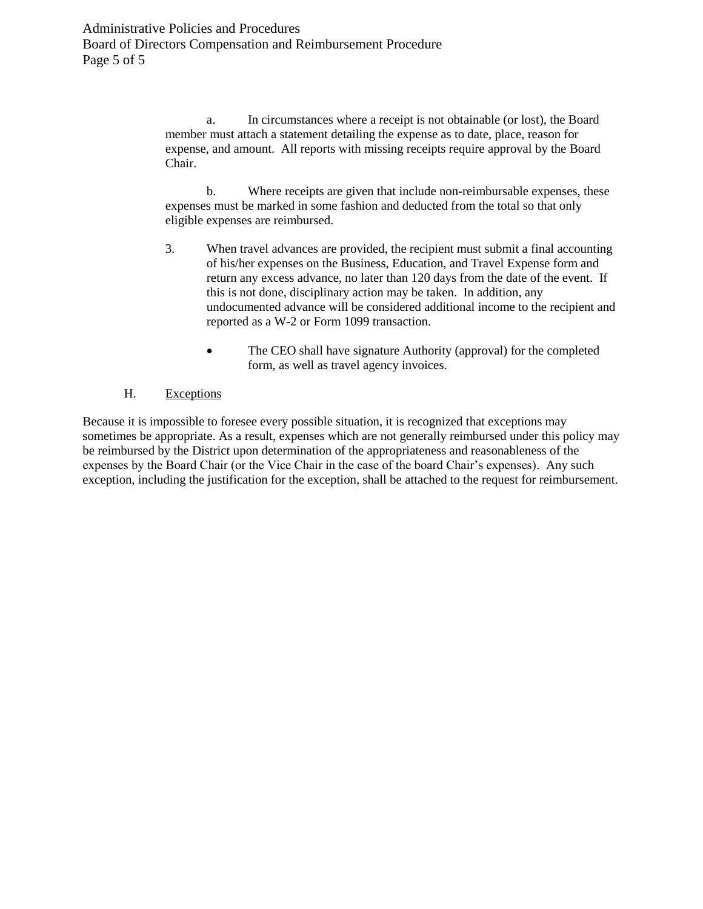a. In circumstances where a receipt is not obtainable (or lost), the Board member must attach a statement detailing the expense as to date, place, reason for expense, and amount. All reports with missing receipts require approval by the Board Chair.

b. Where receipts are given that include non-reimbursable expenses, these expenses must be marked in some fashion and deducted from the total so that only eligible expenses are reimbursed.

3. When travel advances are provided, the recipient must submit a final accounting of his/her expenses on the Business, Education, and Travel Expense form and return any excess advance, no later than 120 days from the date of the event. If this is not done, disciplinary action may be taken. In addition, any undocumented advance will be considered additional income to the recipient and reported as a W-2 or Form 1099 transaction.

   - The CEO shall have signature Authority (approval) for the completed form, as well as travel agency invoices.

H. <u>Exceptions</u>

Because it is impossible to foresee every possible situation, it is recognized that exceptions may sometimes be appropriate. As a result, expenses which are not generally reimbursed under this policy may be reimbursed by the District upon determination of the appropriateness and reasonableness of the expenses by the Board Chair (or the Vice Chair in the case of the board Chair's expenses). Any such exception, including the justification for the exception, shall be attached to the request for reimbursement.